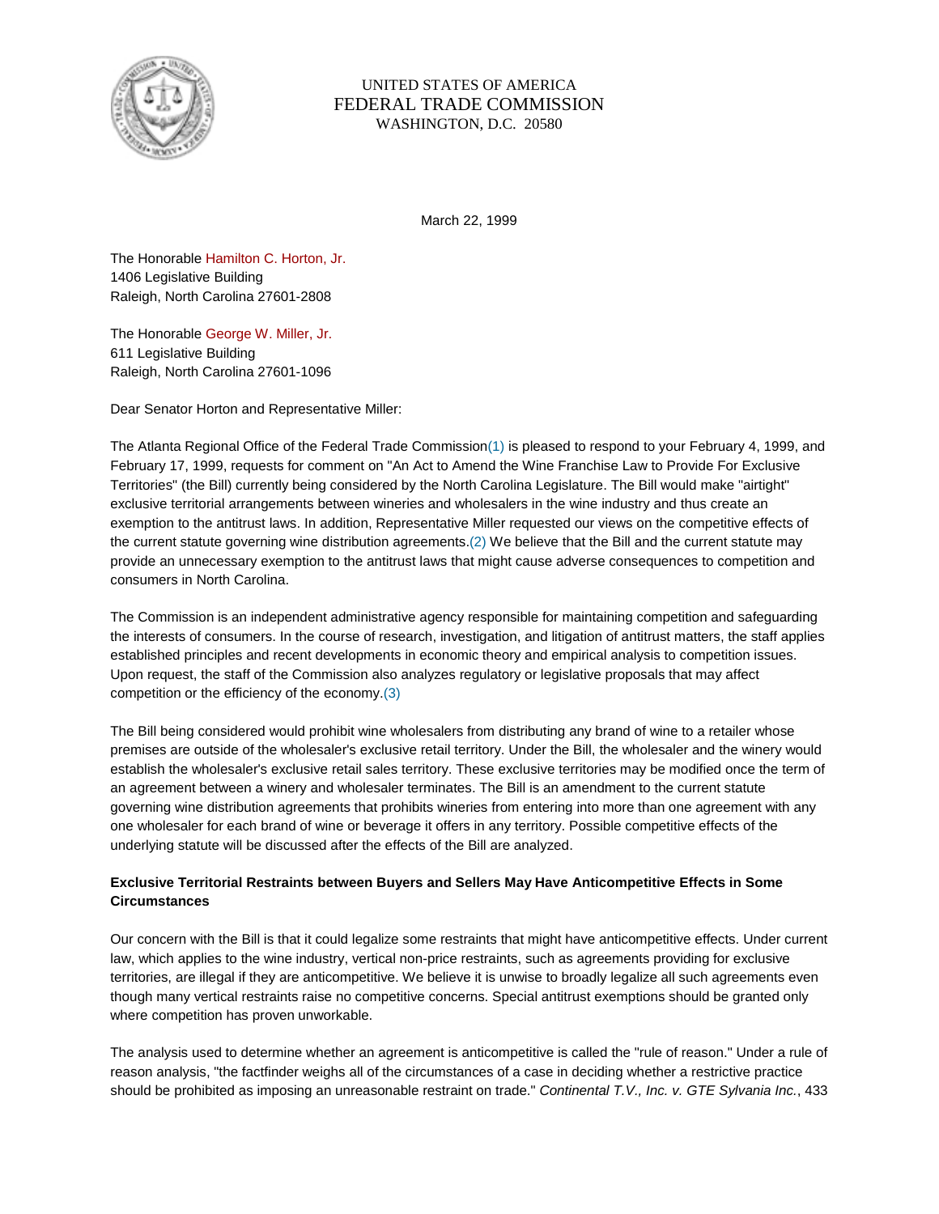UNITED STATES OF AMERICA
FEDERAL TRADE COMMISSION
WASHINGTON, D.C. 20580

March 22, 1999

The Honorable Hamilton C. Horton, Jr.
1406 Legislative Building
Raleigh, North Carolina 27601-2808

The Honorable George W. Miller, Jr.
611 Legislative Building
Raleigh, North Carolina 27601-1096

Dear Senator Horton and Representative Miller:

The Atlanta Regional Office of the Federal Trade Commission(1) is pleased to respond to your February 4, 1999, and February 17, 1999, requests for comment on "An Act to Amend the Wine Franchise Law to Provide For Exclusive Territories" (the Bill) currently being considered by the North Carolina Legislature. The Bill would make "airtight" exclusive territorial arrangements between wineries and wholesalers in the wine industry and thus create an exemption to the antitrust laws. In addition, Representative Miller requested our views on the competitive effects of the current statute governing wine distribution agreements.(2) We believe that the Bill and the current statute may provide an unnecessary exemption to the antitrust laws that might cause adverse consequences to competition and consumers in North Carolina.

The Commission is an independent administrative agency responsible for maintaining competition and safeguarding the interests of consumers. In the course of research, investigation, and litigation of antitrust matters, the staff applies established principles and recent developments in economic theory and empirical analysis to competition issues. Upon request, the staff of the Commission also analyzes regulatory or legislative proposals that may affect competition or the efficiency of the economy.(3)

The Bill being considered would prohibit wine wholesalers from distributing any brand of wine to a retailer whose premises are outside of the wholesaler's exclusive retail territory. Under the Bill, the wholesaler and the winery would establish the wholesaler's exclusive retail sales territory. These exclusive territories may be modified once the term of an agreement between a winery and wholesaler terminates. The Bill is an amendment to the current statute governing wine distribution agreements that prohibits wineries from entering into more than one agreement with any one wholesaler for each brand of wine or beverage it offers in any territory. Possible competitive effects of the underlying statute will be discussed after the effects of the Bill are analyzed.

**Exclusive Territorial Restraints between Buyers and Sellers May Have Anticompetitive Effects in Some Circumstances**

Our concern with the Bill is that it could legalize some restraints that might have anticompetitive effects. Under current law, which applies to the wine industry, vertical non-price restraints, such as agreements providing for exclusive territories, are illegal if they are anticompetitive. We believe it is unwise to broadly legalize all such agreements even though many vertical restraints raise no competitive concerns. Special antitrust exemptions should be granted only where competition has proven unworkable.

The analysis used to determine whether an agreement is anticompetitive is called the "rule of reason." Under a rule of reason analysis, "the factfinder weighs all of the circumstances of a case in deciding whether a restrictive practice should be prohibited as imposing an unreasonable restraint on trade." *Continental T.V., Inc. v. GTE Sylvania Inc.*, 433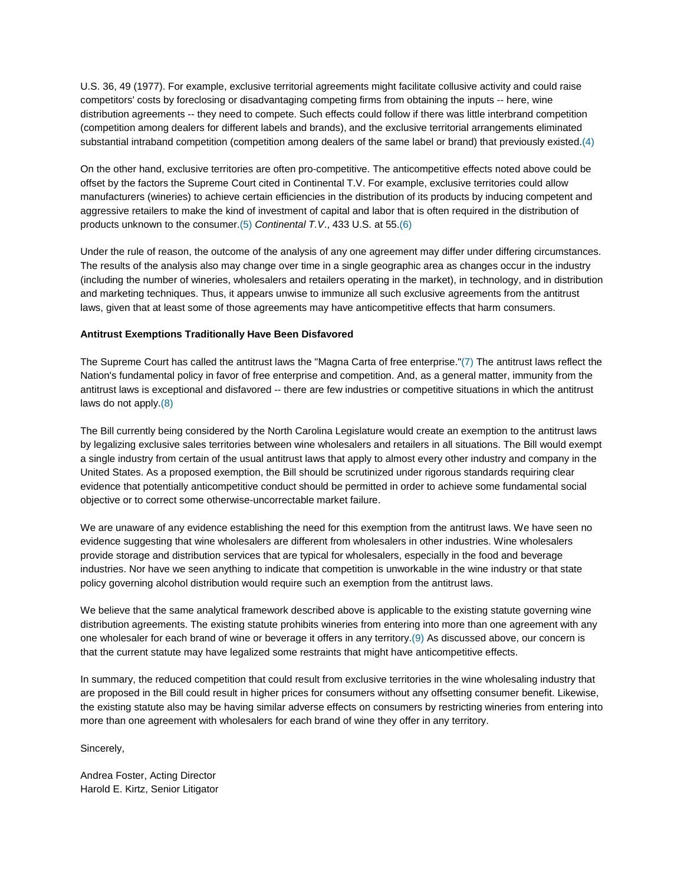U.S. 36, 49 (1977). For example, exclusive territorial agreements might facilitate collusive activity and could raise competitors' costs by foreclosing or disadvantaging competing firms from obtaining the inputs -- here, wine distribution agreements -- they need to compete. Such effects could follow if there was little interbrand competition (competition among dealers for different labels and brands), and the exclusive territorial arrangements eliminated substantial intraband competition (competition among dealers of the same label or brand) that previously existed.(4)

On the other hand, exclusive territories are often pro-competitive. The anticompetitive effects noted above could be offset by the factors the Supreme Court cited in Continental T.V. For example, exclusive territories could allow manufacturers (wineries) to achieve certain efficiencies in the distribution of its products by inducing competent and aggressive retailers to make the kind of investment of capital and labor that is often required in the distribution of products unknown to the consumer.(5) *Continental T.V.*, 433 U.S. at 55.(6)

Under the rule of reason, the outcome of the analysis of any one agreement may differ under differing circumstances. The results of the analysis also may change over time in a single geographic area as changes occur in the industry (including the number of wineries, wholesalers and retailers operating in the market), in technology, and in distribution and marketing techniques. Thus, it appears unwise to immunize all such exclusive agreements from the antitrust laws, given that at least some of those agreements may have anticompetitive effects that harm consumers.

**Antitrust Exemptions Traditionally Have Been Disfavored**

The Supreme Court has called the antitrust laws the "Magna Carta of free enterprise."(7) The antitrust laws reflect the Nation's fundamental policy in favor of free enterprise and competition. And, as a general matter, immunity from the antitrust laws is exceptional and disfavored -- there are few industries or competitive situations in which the antitrust laws do not apply.(8)

The Bill currently being considered by the North Carolina Legislature would create an exemption to the antitrust laws by legalizing exclusive sales territories between wine wholesalers and retailers in all situations. The Bill would exempt a single industry from certain of the usual antitrust laws that apply to almost every other industry and company in the United States. As a proposed exemption, the Bill should be scrutinized under rigorous standards requiring clear evidence that potentially anticompetitive conduct should be permitted in order to achieve some fundamental social objective or to correct some otherwise-uncorrectable market failure.

We are unaware of any evidence establishing the need for this exemption from the antitrust laws. We have seen no evidence suggesting that wine wholesalers are different from wholesalers in other industries. Wine wholesalers provide storage and distribution services that are typical for wholesalers, especially in the food and beverage industries. Nor have we seen anything to indicate that competition is unworkable in the wine industry or that state policy governing alcohol distribution would require such an exemption from the antitrust laws.

We believe that the same analytical framework described above is applicable to the existing statute governing wine distribution agreements. The existing statute prohibits wineries from entering into more than one agreement with any one wholesaler for each brand of wine or beverage it offers in any territory.(9) As discussed above, our concern is that the current statute may have legalized some restraints that might have anticompetitive effects.

In summary, the reduced competition that could result from exclusive territories in the wine wholesaling industry that are proposed in the Bill could result in higher prices for consumers without any offsetting consumer benefit. Likewise, the existing statute also may be having similar adverse effects on consumers by restricting wineries from entering into more than one agreement with wholesalers for each brand of wine they offer in any territory.

Sincerely,

Andrea Foster, Acting Director
Harold E. Kirtz, Senior Litigator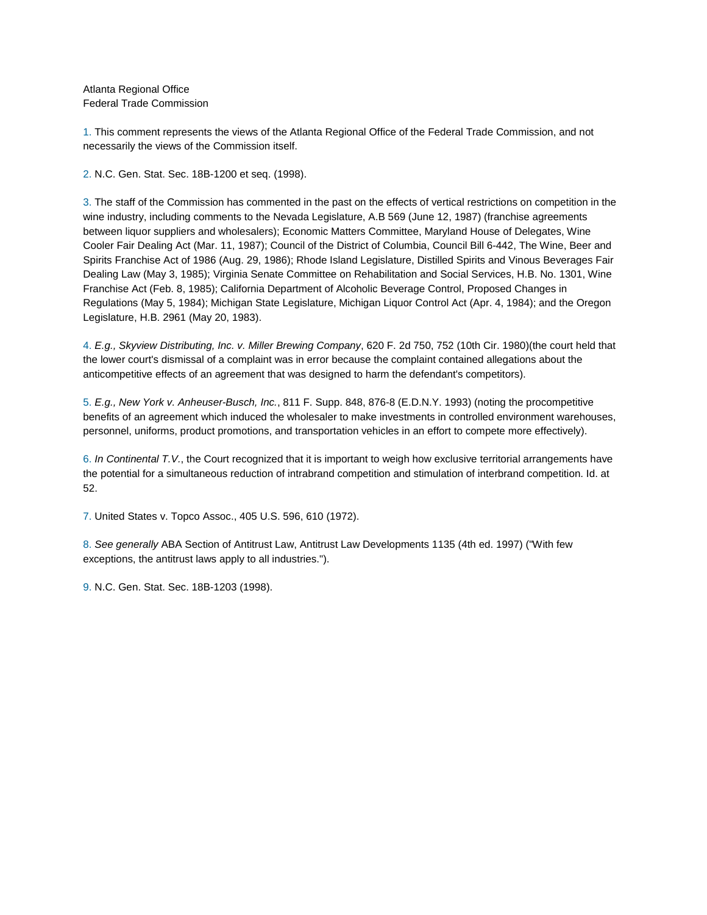Atlanta Regional Office
Federal Trade Commission

1. This comment represents the views of the Atlanta Regional Office of the Federal Trade Commission, and not necessarily the views of the Commission itself.

2. N.C. Gen. Stat. Sec. 18B-1200 et seq. (1998).

3. The staff of the Commission has commented in the past on the effects of vertical restrictions on competition in the wine industry, including comments to the Nevada Legislature, A.B 569 (June 12, 1987) (franchise agreements between liquor suppliers and wholesalers); Economic Matters Committee, Maryland House of Delegates, Wine Cooler Fair Dealing Act (Mar. 11, 1987); Council of the District of Columbia, Council Bill 6-442, The Wine, Beer and Spirits Franchise Act of 1986 (Aug. 29, 1986); Rhode Island Legislature, Distilled Spirits and Vinous Beverages Fair Dealing Law (May 3, 1985); Virginia Senate Committee on Rehabilitation and Social Services, H.B. No. 1301, Wine Franchise Act (Feb. 8, 1985); California Department of Alcoholic Beverage Control, Proposed Changes in Regulations (May 5, 1984); Michigan State Legislature, Michigan Liquor Control Act (Apr. 4, 1984); and the Oregon Legislature, H.B. 2961 (May 20, 1983).

4. *E.g., Skyview Distributing, Inc. v. Miller Brewing Company*, 620 F. 2d 750, 752 (10th Cir. 1980)(the court held that the lower court's dismissal of a complaint was in error because the complaint contained allegations about the anticompetitive effects of an agreement that was designed to harm the defendant's competitors).

5. *E.g., New York v. Anheuser-Busch, Inc.*, 811 F. Supp. 848, 876-8 (E.D.N.Y. 1993) (noting the procompetitive benefits of an agreement which induced the wholesaler to make investments in controlled environment warehouses, personnel, uniforms, product promotions, and transportation vehicles in an effort to compete more effectively).

6. *In Continental T.V.*, the Court recognized that it is important to weigh how exclusive territorial arrangements have the potential for a simultaneous reduction of intrabrand competition and stimulation of interbrand competition. Id. at 52.

7. United States v. Topco Assoc., 405 U.S. 596, 610 (1972).

8. *See generally* ABA Section of Antitrust Law, Antitrust Law Developments 1135 (4th ed. 1997) ("With few exceptions, the antitrust laws apply to all industries.").

9. N.C. Gen. Stat. Sec. 18B-1203 (1998).